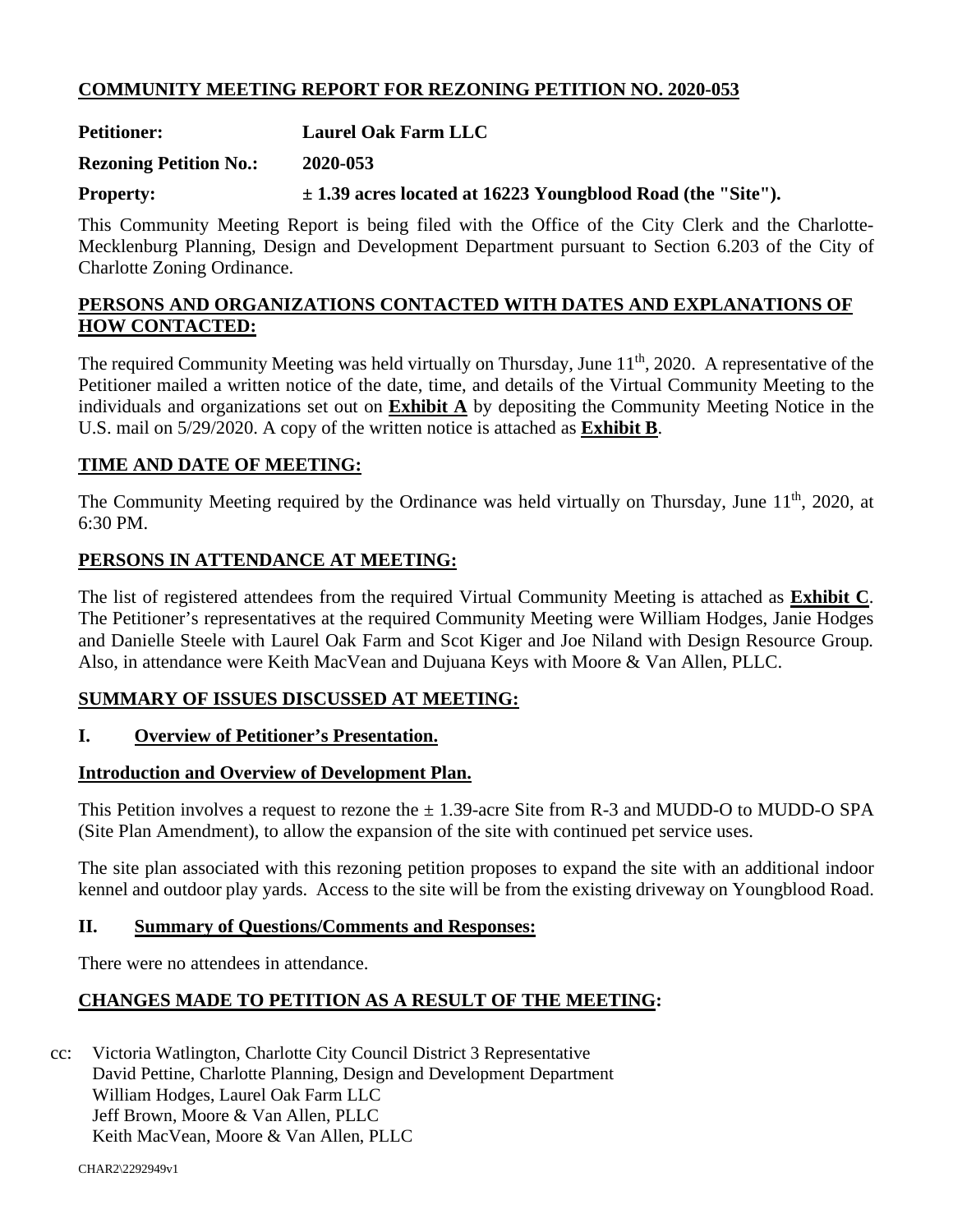## COMMUNITY MEETING REPORT FOR REZONING PETITION NO. 2020-053

**Petitioner:** **Laurel Oak Farm LLC**

**Rezoning Petition No.:** **2020-053**

**Property:** **± 1.39 acres located at 16223 Youngblood Road (the "Site").**

This Community Meeting Report is being filed with the Office of the City Clerk and the Charlotte-Mecklenburg Planning, Design and Development Department pursuant to Section 6.203 of the City of Charlotte Zoning Ordinance.

## PERSONS AND ORGANIZATIONS CONTACTED WITH DATES AND EXPLANATIONS OF HOW CONTACTED:

The required Community Meeting was held virtually on Thursday, June 11th, 2020. A representative of the Petitioner mailed a written notice of the date, time, and details of the Virtual Community Meeting to the individuals and organizations set out on **Exhibit A** by depositing the Community Meeting Notice in the U.S. mail on 5/29/2020. A copy of the written notice is attached as **Exhibit B**.

## TIME AND DATE OF MEETING:

The Community Meeting required by the Ordinance was held virtually on Thursday, June 11th, 2020, at 6:30 PM.

## PERSONS IN ATTENDANCE AT MEETING:

The list of registered attendees from the required Virtual Community Meeting is attached as **Exhibit C**. The Petitioner's representatives at the required Community Meeting were William Hodges, Janie Hodges and Danielle Steele with Laurel Oak Farm and Scot Kiger and Joe Niland with Design Resource Group. Also, in attendance were Keith MacVean and Dujuana Keys with Moore & Van Allen, PLLC.

## SUMMARY OF ISSUES DISCUSSED AT MEETING:

### I. Overview of Petitioner's Presentation.

**Introduction and Overview of Development Plan.**

This Petition involves a request to rezone the ± 1.39-acre Site from R-3 and MUDD-O to MUDD-O SPA (Site Plan Amendment), to allow the expansion of the site with continued pet service uses.

The site plan associated with this rezoning petition proposes to expand the site with an additional indoor kennel and outdoor play yards. Access to the site will be from the existing driveway on Youngblood Road.

### II. Summary of Questions/Comments and Responses:

There were no attendees in attendance.

## CHANGES MADE TO PETITION AS A RESULT OF THE MEETING:

cc: Victoria Watlington, Charlotte City Council District 3 Representative
David Pettine, Charlotte Planning, Design and Development Department
William Hodges, Laurel Oak Farm LLC
Jeff Brown, Moore & Van Allen, PLLC
Keith MacVean, Moore & Van Allen, PLLC

CHAR2\2292949v1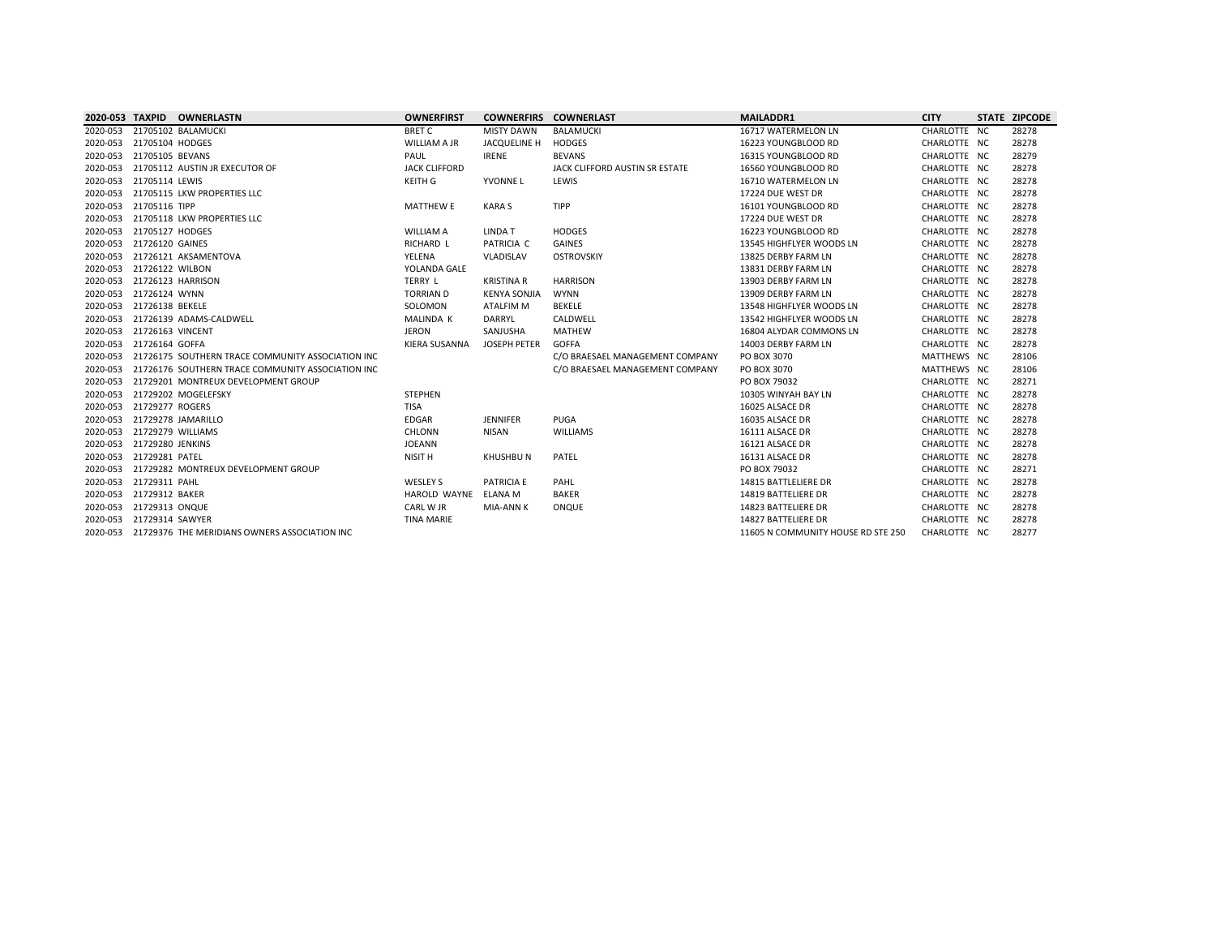| 2020-053 | TAXPID | OWNERLASTN | OWNERFIRST | COWNERFIRS | COWNERLAST | MAILADDR1 | CITY | STATE | ZIPCODE |
|---|---|---|---|---|---|---|---|---|---|
| 2020-053 | 21705102 | BALAMUCKI | BRET C | MISTY DAWN | BALAMUCKI | 16717 WATERMELON LN | CHARLOTTE | NC | 28278 |
| 2020-053 | 21705104 | HODGES | WILLIAM A JR | JACQUELINE H | HODGES | 16223 YOUNGBLOOD RD | CHARLOTTE | NC | 28278 |
| 2020-053 | 21705105 | BEVANS | PAUL | IRENE | BEVANS | 16315 YOUNGBLOOD RD | CHARLOTTE | NC | 28279 |
| 2020-053 | 21705112 | AUSTIN JR EXECUTOR OF | JACK CLIFFORD | | JACK CLIFFORD AUSTIN SR ESTATE | 16560 YOUNGBLOOD RD | CHARLOTTE | NC | 28278 |
| 2020-053 | 21705114 | LEWIS | KEITH G | YVONNE L | LEWIS | 16710 WATERMELON LN | CHARLOTTE | NC | 28278 |
| 2020-053 | 21705115 | LKW PROPERTIES LLC | | | | 17224 DUE WEST DR | CHARLOTTE | NC | 28278 |
| 2020-053 | 21705116 | TIPP | MATTHEW E | KARA S | TIPP | 16101 YOUNGBLOOD RD | CHARLOTTE | NC | 28278 |
| 2020-053 | 21705118 | LKW PROPERTIES LLC | | | | 17224 DUE WEST DR | CHARLOTTE | NC | 28278 |
| 2020-053 | 21705127 | HODGES | WILLIAM A | LINDA T | HODGES | 16223 YOUNGBLOOD RD | CHARLOTTE | NC | 28278 |
| 2020-053 | 21726120 | GAINES | RICHARD L | PATRICIA C | GAINES | 13545 HIGHFLYER WOODS LN | CHARLOTTE | NC | 28278 |
| 2020-053 | 21726121 | AKSAMENTOVA | YELENA | VLADISLAV | OSTROVSKIY | 13825 DERBY FARM LN | CHARLOTTE | NC | 28278 |
| 2020-053 | 21726122 | WILBON | YOLANDA GALE | | | 13831 DERBY FARM LN | CHARLOTTE | NC | 28278 |
| 2020-053 | 21726123 | HARRISON | TERRY L | KRISTINA R | HARRISON | 13903 DERBY FARM LN | CHARLOTTE | NC | 28278 |
| 2020-053 | 21726124 | WYNN | TORRIAN D | KENYA SONJIA | WYNN | 13909 DERBY FARM LN | CHARLOTTE | NC | 28278 |
| 2020-053 | 21726138 | BEKELE | SOLOMON | ATALFIM M | BEKELE | 13548 HIGHFLYER WOODS LN | CHARLOTTE | NC | 28278 |
| 2020-053 | 21726139 | ADAMS-CALDWELL | MALINDA K | DARRYL | CALDWELL | 13542 HIGHFLYER WOODS LN | CHARLOTTE | NC | 28278 |
| 2020-053 | 21726163 | VINCENT | JERON | SANJUSHA | MATHEW | 16804 ALYDAR COMMONS LN | CHARLOTTE | NC | 28278 |
| 2020-053 | 21726164 | GOFFA | KIERA SUSANNA | JOSEPH PETER | GOFFA | 14003 DERBY FARM LN | CHARLOTTE | NC | 28278 |
| 2020-053 | 21726175 | SOUTHERN TRACE COMMUNITY ASSOCIATION INC | | | C/O BRAESAEL MANAGEMENT COMPANY | PO BOX 3070 | MATTHEWS | NC | 28106 |
| 2020-053 | 21726176 | SOUTHERN TRACE COMMUNITY ASSOCIATION INC | | | C/O BRAESAEL MANAGEMENT COMPANY | PO BOX 3070 | MATTHEWS | NC | 28106 |
| 2020-053 | 21729201 | MONTREUX DEVELOPMENT GROUP | | | | PO BOX 79032 | CHARLOTTE | NC | 28271 |
| 2020-053 | 21729202 | MOGELEFSKY | STEPHEN | | | 10305 WINYAH BAY LN | CHARLOTTE | NC | 28278 |
| 2020-053 | 21729277 | ROGERS | TISA | | | 16025 ALSACE DR | CHARLOTTE | NC | 28278 |
| 2020-053 | 21729278 | JAMARILLO | EDGAR | JENNIFER | PUGA | 16035 ALSACE DR | CHARLOTTE | NC | 28278 |
| 2020-053 | 21729279 | WILLIAMS | CHLONN | NISAN | WILLIAMS | 16111 ALSACE DR | CHARLOTTE | NC | 28278 |
| 2020-053 | 21729280 | JENKINS | JOEANN | | | 16121 ALSACE DR | CHARLOTTE | NC | 28278 |
| 2020-053 | 21729281 | PATEL | NISIT H | KHUSHBU N | PATEL | 16131 ALSACE DR | CHARLOTTE | NC | 28278 |
| 2020-053 | 21729282 | MONTREUX DEVELOPMENT GROUP | | | | PO BOX 79032 | CHARLOTTE | NC | 28271 |
| 2020-053 | 21729311 | PAHL | WESLEY S | PATRICIA E | PAHL | 14815 BATTLELIERE DR | CHARLOTTE | NC | 28278 |
| 2020-053 | 21729312 | BAKER | HAROLD WAYNE | ELANA M | BAKER | 14819 BATTELIERE DR | CHARLOTTE | NC | 28278 |
| 2020-053 | 21729313 | ONQUE | CARL W JR | MIA-ANN K | ONQUE | 14823 BATTELIERE DR | CHARLOTTE | NC | 28278 |
| 2020-053 | 21729314 | SAWYER | TINA MARIE | | | 14827 BATTELIERE DR | CHARLOTTE | NC | 28278 |
| 2020-053 | 21729376 | THE MERIDIANS OWNERS ASSOCIATION INC | | | | 11605 N COMMUNITY HOUSE RD STE 250 | CHARLOTTE | NC | 28277 |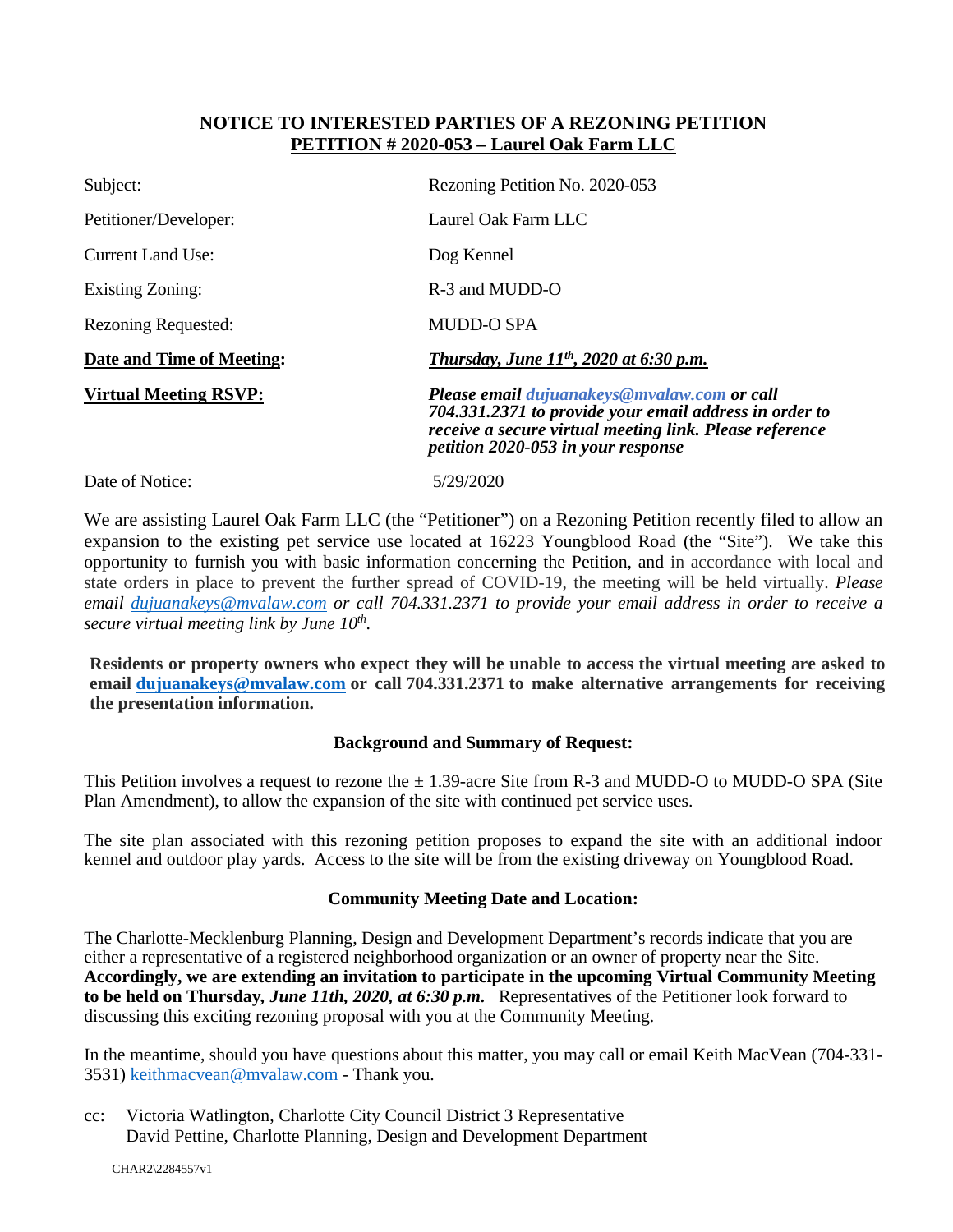## NOTICE TO INTERESTED PARTIES OF A REZONING PETITION
## PETITION # 2020-053 – Laurel Oak Farm LLC

| | |
|---|---|
| Subject: | Rezoning Petition No. 2020-053 |
| Petitioner/Developer: | Laurel Oak Farm LLC |
| Current Land Use: | Dog Kennel |
| Existing Zoning: | R-3 and MUDD-O |
| Rezoning Requested: | MUDD-O SPA |
| **Date and Time of Meeting:** | ***Thursday, June 11th, 2020 at 6:30 p.m.*** |
| **Virtual Meeting RSVP:** | ***Please email dujuanakeys@mvalaw.com or call 704.331.2371 to provide your email address in order to receive a secure virtual meeting link. Please reference petition 2020-053 in your response*** |
| Date of Notice: | 5/29/2020 |

We are assisting Laurel Oak Farm LLC (the "Petitioner") on a Rezoning Petition recently filed to allow an expansion to the existing pet service use located at 16223 Youngblood Road (the "Site"). We take this opportunity to furnish you with basic information concerning the Petition, and in accordance with local and state orders in place to prevent the further spread of COVID-19, the meeting will be held virtually. *Please email dujuanakeys@mvalaw.com or call 704.331.2371 to provide your email address in order to receive a secure virtual meeting link by June 10th.*

**Residents or property owners who expect they will be unable to access the virtual meeting are asked to email dujuanakeys@mvalaw.com or call 704.331.2371 to make alternative arrangements for receiving the presentation information.**

### Background and Summary of Request:

This Petition involves a request to rezone the ± 1.39-acre Site from R-3 and MUDD-O to MUDD-O SPA (Site Plan Amendment), to allow the expansion of the site with continued pet service uses.

The site plan associated with this rezoning petition proposes to expand the site with an additional indoor kennel and outdoor play yards. Access to the site will be from the existing driveway on Youngblood Road.

### Community Meeting Date and Location:

The Charlotte-Mecklenburg Planning, Design and Development Department's records indicate that you are either a representative of a registered neighborhood organization or an owner of property near the Site. **Accordingly, we are extending an invitation to participate in the upcoming Virtual Community Meeting to be held on Thursday, *June 11th, 2020, at 6:30 p.m.*** Representatives of the Petitioner look forward to discussing this exciting rezoning proposal with you at the Community Meeting.

In the meantime, should you have questions about this matter, you may call or email Keith MacVean (704-331-3531) keithmacvean@mvalaw.com - Thank you.

cc: Victoria Watlington, Charlotte City Council District 3 Representative
David Pettine, Charlotte Planning, Design and Development Department

CHAR2\2284557v1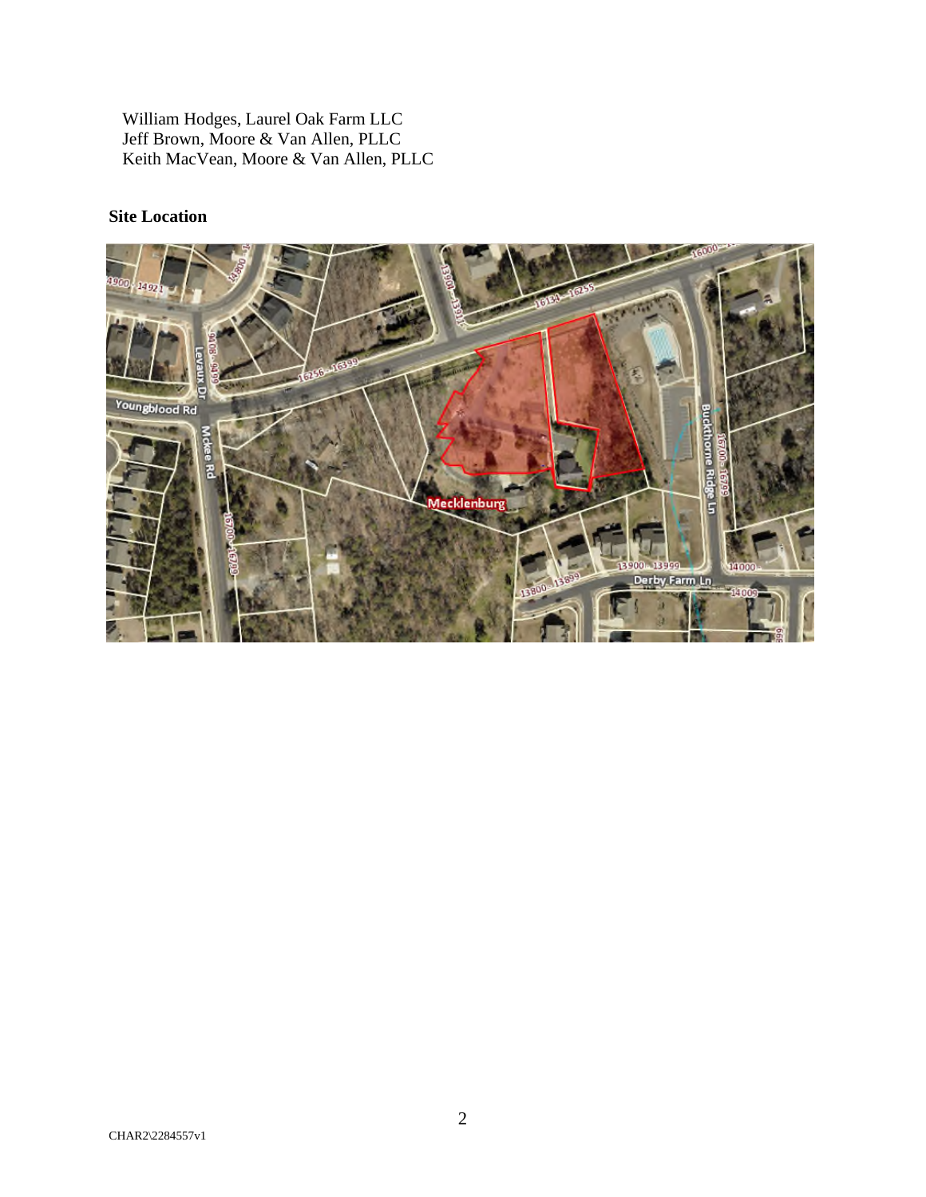William Hodges, Laurel Oak Farm LLC
Jeff Brown, Moore & Van Allen, PLLC
Keith MacVean, Moore & Van Allen, PLLC

**Site Location**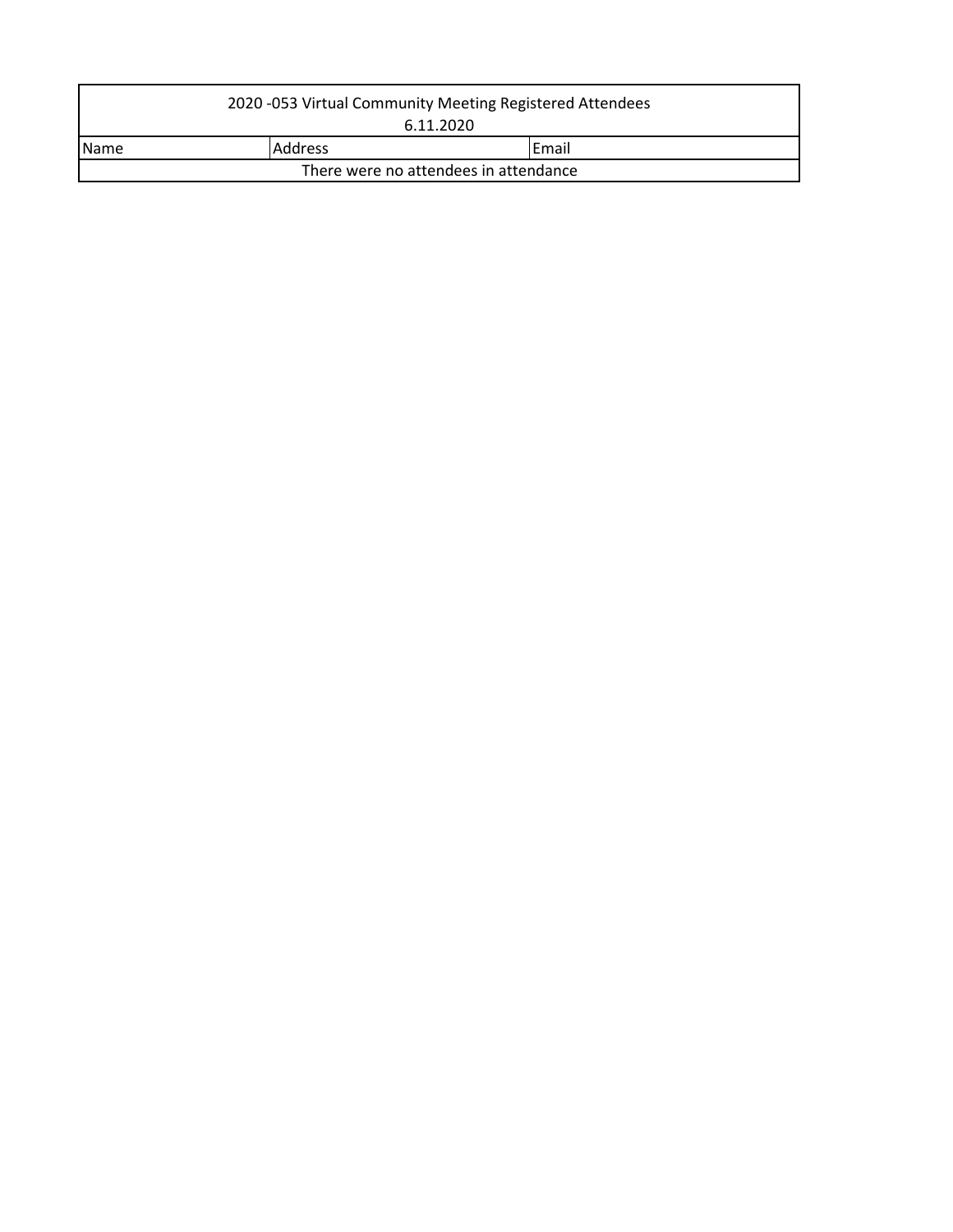| 2020 -053 Virtual Community Meeting Registered Attendees<br>6.11.2020 | | |
|---|---|---|
| Name | Address | Email |
| There were no attendees in attendance | | |